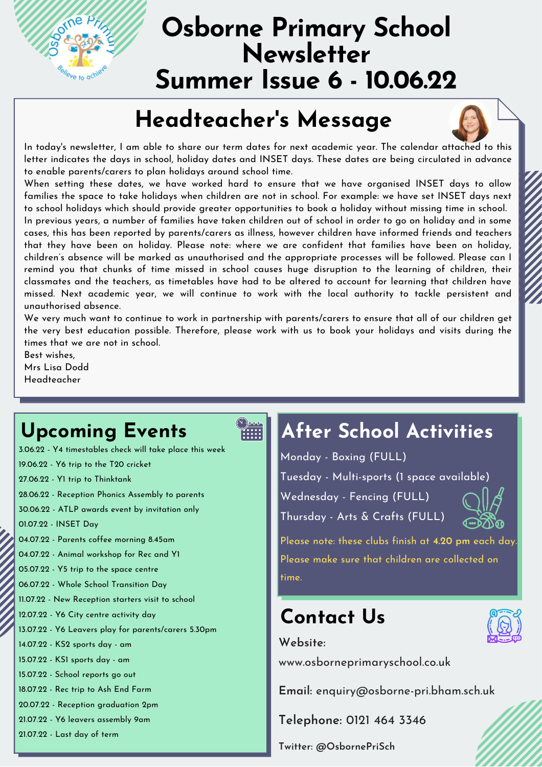# Osborne Primary School Newsletter Summer Issue 6 - 10.06.22

## Headteacher's Message

In today's newsletter, I am able to share our term dates for next academic year. The calendar attached to this letter indicates the days in school, holiday dates and INSET days. These dates are being circulated in advance to enable parents/carers to plan holidays around school time.

When setting these dates, we have worked hard to ensure that we have organised INSET days to allow families the space to take holidays when children are not in school. For example: we have set INSET days next to school holidays which should provide greater opportunities to book a holiday without missing time in school.

In previous years, a number of families have taken children out of school in order to go on holiday and in some cases, this has been reported by parents/carers as illness, however children have informed friends and teachers that they have been on holiday. Please note: where we are confident that families have been on holiday, children's absence will be marked as unauthorised and the appropriate processes will be followed. Please can I remind you that chunks of time missed in school causes huge disruption to the learning of children, their classmates and the teachers, as timetables have had to be altered to account for learning that children have missed. Next academic year, we will continue to work with the local authority to tackle persistent and unauthorised absence.

We very much want to continue to work in partnership with parents/carers to ensure that all of our children get the very best education possible. Therefore, please work with us to book your holidays and visits during the times that we are not in school.

Best wishes,
Mrs Lisa Dodd
Headteacher

## Upcoming Events

- 3.06.22 - Y4 timestables check will take place this week
- 19.06.22 - Y6 trip to the T20 cricket
- 27.06.22 - Y1 trip to Thinktank
- 28.06.22 - Reception Phonics Assembly to parents
- 30.06.22 - ATLP awards event by invitation only
- 01.07.22 - INSET Day
- 04.07.22 - Parents coffee morning 8.45am
- 04.07.22 - Animal workshop for Rec and Y1
- 05.07.22 - Y5 trip to the space centre
- 06.07.22 - Whole School Transition Day
- 11.07.22 - New Reception starters visit to school
- 12.07.22 - Y6 City centre activity day
- 13.07.22 - Y6 Leavers play for parents/carers 5.30pm
- 14.07.22 - KS2 sports day - am
- 15.07.22 - KS1 sports day - am
- 15.07.22 - School reports go out
- 18.07.22 - Rec trip to Ash End Farm
- 20.07.22 - Reception graduation 2pm
- 21.07.22 - Y6 leavers assembly 9am
- 21.07.22 - Last day of term

## After School Activities

Monday - Boxing (FULL)

Tuesday - Multi-sports (1 space available)

Wednesday - Fencing (FULL)

Thursday - Arts & Crafts (FULL)

Please note: these clubs finish at **4.20 pm** each day. Please make sure that children are collected on time.

## Contact Us

**Website:**
www.osborneprimaryschool.co.uk

**Email:** enquiry@osborne-pri.bham.sch.uk

**Telephone:** 0121 464 3346

**Twitter:** @OsbornePriSch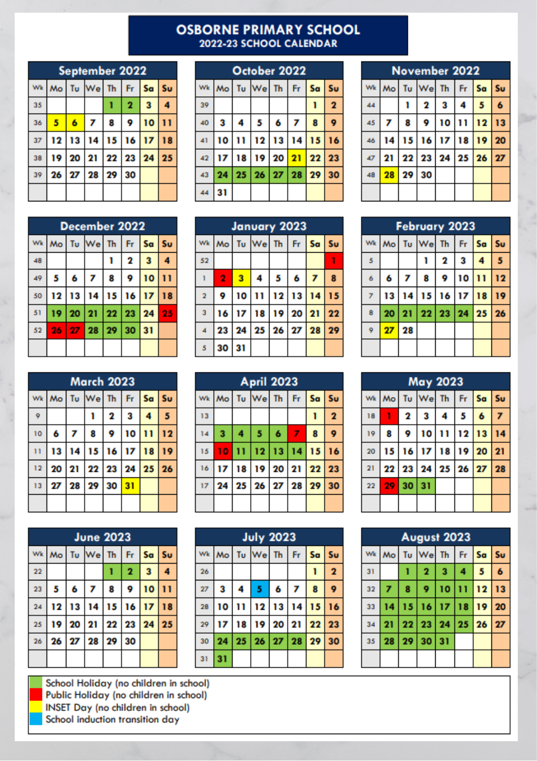# OSBORNE PRIMARY SCHOOL

## 2022-23 SCHOOL CALENDAR

### September 2022

| Wk | Mo | Tu | We | Th | Fr | Sa | Su |
|---|---|---|---|---|---|---|---|
| 35 | | | | 1 | 2 | 3 | 4 |
| 36 | 5 | 6 | 7 | 8 | 9 | 10 | 11 |
| 37 | 12 | 13 | 14 | 15 | 16 | 17 | 18 |
| 38 | 19 | 20 | 21 | 22 | 23 | 24 | 25 |
| 39 | 26 | 27 | 28 | 29 | 30 | | |

### October 2022

| Wk | Mo | Tu | We | Th | Fr | Sa | Su |
|---|---|---|---|---|---|---|---|
| 39 | | | | | | 1 | 2 |
| 40 | 3 | 4 | 5 | 6 | 7 | 8 | 9 |
| 41 | 10 | 11 | 12 | 13 | 14 | 15 | 16 |
| 42 | 17 | 18 | 19 | 20 | 21 | 22 | 23 |
| 43 | 24 | 25 | 26 | 27 | 28 | 29 | 30 |
| 44 | 31 | | | | | | |

### November 2022

| Wk | Mo | Tu | We | Th | Fr | Sa | Su |
|---|---|---|---|---|---|---|---|
| 44 | | 1 | 2 | 3 | 4 | 5 | 6 |
| 45 | 7 | 8 | 9 | 10 | 11 | 12 | 13 |
| 46 | 14 | 15 | 16 | 17 | 18 | 19 | 20 |
| 47 | 21 | 22 | 23 | 24 | 25 | 26 | 27 |
| 48 | 28 | 29 | 30 | | | | |

### December 2022

| Wk | Mo | Tu | We | Th | Fr | Sa | Su |
|---|---|---|---|---|---|---|---|
| 48 | | | | 1 | 2 | 3 | 4 |
| 49 | 5 | 6 | 7 | 8 | 9 | 10 | 11 |
| 50 | 12 | 13 | 14 | 15 | 16 | 17 | 18 |
| 51 | 19 | 20 | 21 | 22 | 23 | 24 | 25 |
| 52 | 26 | 27 | 28 | 29 | 30 | 31 | |

### January 2023

| Wk | Mo | Tu | We | Th | Fr | Sa | Su |
|---|---|---|---|---|---|---|---|
| 52 | | | | | | | 1 |
| 1 | 2 | 3 | 4 | 5 | 6 | 7 | 8 |
| 2 | 9 | 10 | 11 | 12 | 13 | 14 | 15 |
| 3 | 16 | 17 | 18 | 19 | 20 | 21 | 22 |
| 4 | 23 | 24 | 25 | 26 | 27 | 28 | 29 |
| 5 | 30 | 31 | | | | | |

### February 2023

| Wk | Mo | Tu | We | Th | Fr | Sa | Su |
|---|---|---|---|---|---|---|---|
| 5 | | | 1 | 2 | 3 | 4 | 5 |
| 6 | 6 | 7 | 8 | 9 | 10 | 11 | 12 |
| 7 | 13 | 14 | 15 | 16 | 17 | 18 | 19 |
| 8 | 20 | 21 | 22 | 23 | 24 | 25 | 26 |
| 9 | 27 | 28 | | | | | |

### March 2023

| Wk | Mo | Tu | We | Th | Fr | Sa | Su |
|---|---|---|---|---|---|---|---|
| 9 | | | 1 | 2 | 3 | 4 | 5 |
| 10 | 6 | 7 | 8 | 9 | 10 | 11 | 12 |
| 11 | 13 | 14 | 15 | 16 | 17 | 18 | 19 |
| 12 | 20 | 21 | 22 | 23 | 24 | 25 | 26 |
| 13 | 27 | 28 | 29 | 30 | 31 | | |

### April 2023

| Wk | Mo | Tu | We | Th | Fr | Sa | Su |
|---|---|---|---|---|---|---|---|
| 13 | | | | | | 1 | 2 |
| 14 | 3 | 4 | 5 | 6 | 7 | 8 | 9 |
| 15 | 10 | 11 | 12 | 13 | 14 | 15 | 16 |
| 16 | 17 | 18 | 19 | 20 | 21 | 22 | 23 |
| 17 | 24 | 25 | 26 | 27 | 28 | 29 | 30 |

### May 2023

| Wk | Mo | Tu | We | Th | Fr | Sa | Su |
|---|---|---|---|---|---|---|---|
| 18 | 1 | 2 | 3 | 4 | 5 | 6 | 7 |
| 19 | 8 | 9 | 10 | 11 | 12 | 13 | 14 |
| 20 | 15 | 16 | 17 | 18 | 19 | 20 | 21 |
| 21 | 22 | 23 | 24 | 25 | 26 | 27 | 28 |
| 22 | 29 | 30 | 31 | | | | |

### June 2023

| Wk | Mo | Tu | We | Th | Fr | Sa | Su |
|---|---|---|---|---|---|---|---|
| 22 | | | | 1 | 2 | 3 | 4 |
| 23 | 5 | 6 | 7 | 8 | 9 | 10 | 11 |
| 24 | 12 | 13 | 14 | 15 | 16 | 17 | 18 |
| 25 | 19 | 20 | 21 | 22 | 23 | 24 | 25 |
| 26 | 26 | 27 | 28 | 29 | 30 | | |

### July 2023

| Wk | Mo | Tu | We | Th | Fr | Sa | Su |
|---|---|---|---|---|---|---|---|
| 26 | | | | | | 1 | 2 |
| 27 | 3 | 4 | 5 | 6 | 7 | 8 | 9 |
| 28 | 10 | 11 | 12 | 13 | 14 | 15 | 16 |
| 29 | 17 | 18 | 19 | 20 | 21 | 22 | 23 |
| 30 | 24 | 25 | 26 | 27 | 28 | 29 | 30 |
| 31 | 31 | | | | | | |

### August 2023

| Wk | Mo | Tu | We | Th | Fr | Sa | Su |
|---|---|---|---|---|---|---|---|
| 31 | | 1 | 2 | 3 | 4 | 5 | 6 |
| 32 | 7 | 8 | 9 | 10 | 11 | 12 | 13 |
| 33 | 14 | 15 | 16 | 17 | 18 | 19 | 20 |
| 34 | 21 | 22 | 23 | 24 | 25 | 26 | 27 |
| 35 | 28 | 29 | 30 | 31 | | | |

- School Holiday (no children in school)
- Public Holiday (no children in school)
- INSET Day (no children in school)
- School induction transition day